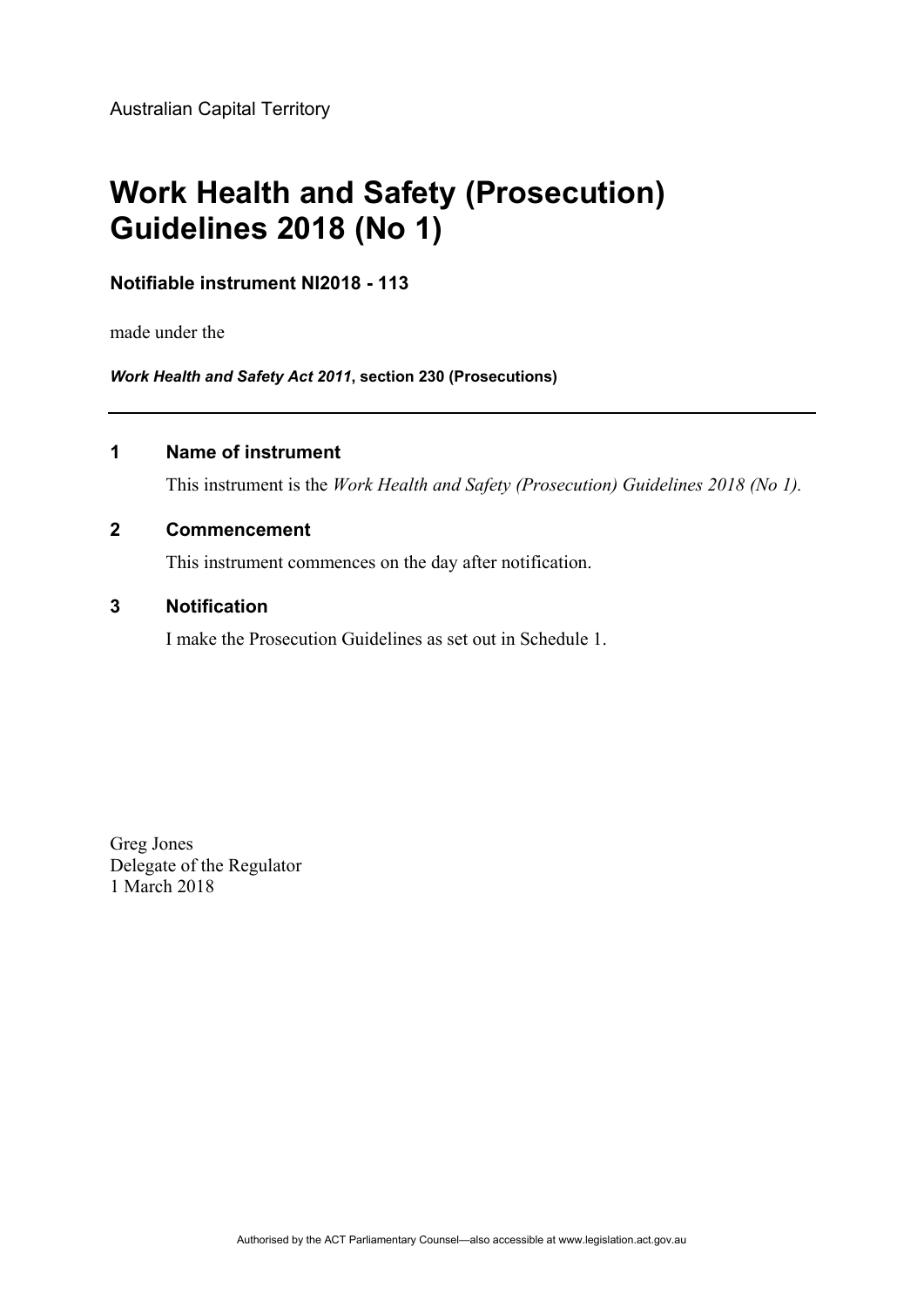Australian Capital Territory

# Work Health and Safety (Prosecution) Guidelines 2018 (No 1)

**Notifiable instrument NI2018 - 113**

made under the

***Work Health and Safety Act 2011*, section 230 (Prosecutions)**

---

## 1 Name of instrument

This instrument is the *Work Health and Safety (Prosecution) Guidelines 2018 (No 1).*

## 2 Commencement

This instrument commences on the day after notification.

## 3 Notification

I make the Prosecution Guidelines as set out in Schedule 1.

Greg Jones
Delegate of the Regulator
1 March 2018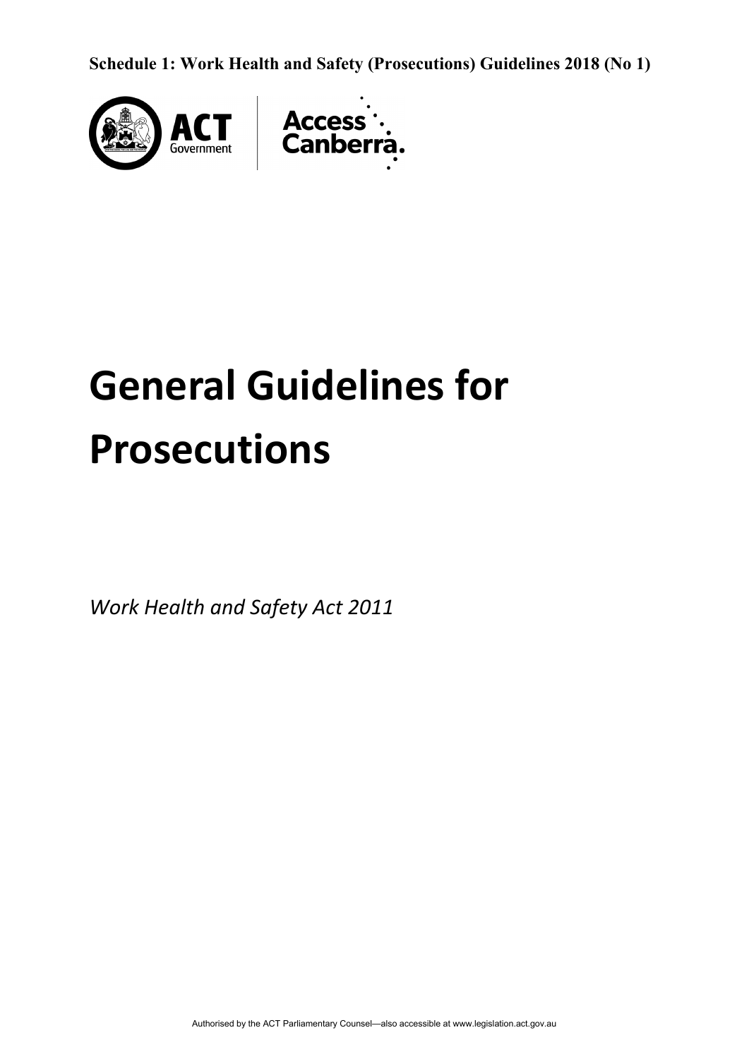**Schedule 1: Work Health and Safety (Prosecutions) Guidelines 2018 (No 1)**

# General Guidelines for Prosecutions

*Work Health and Safety Act 2011*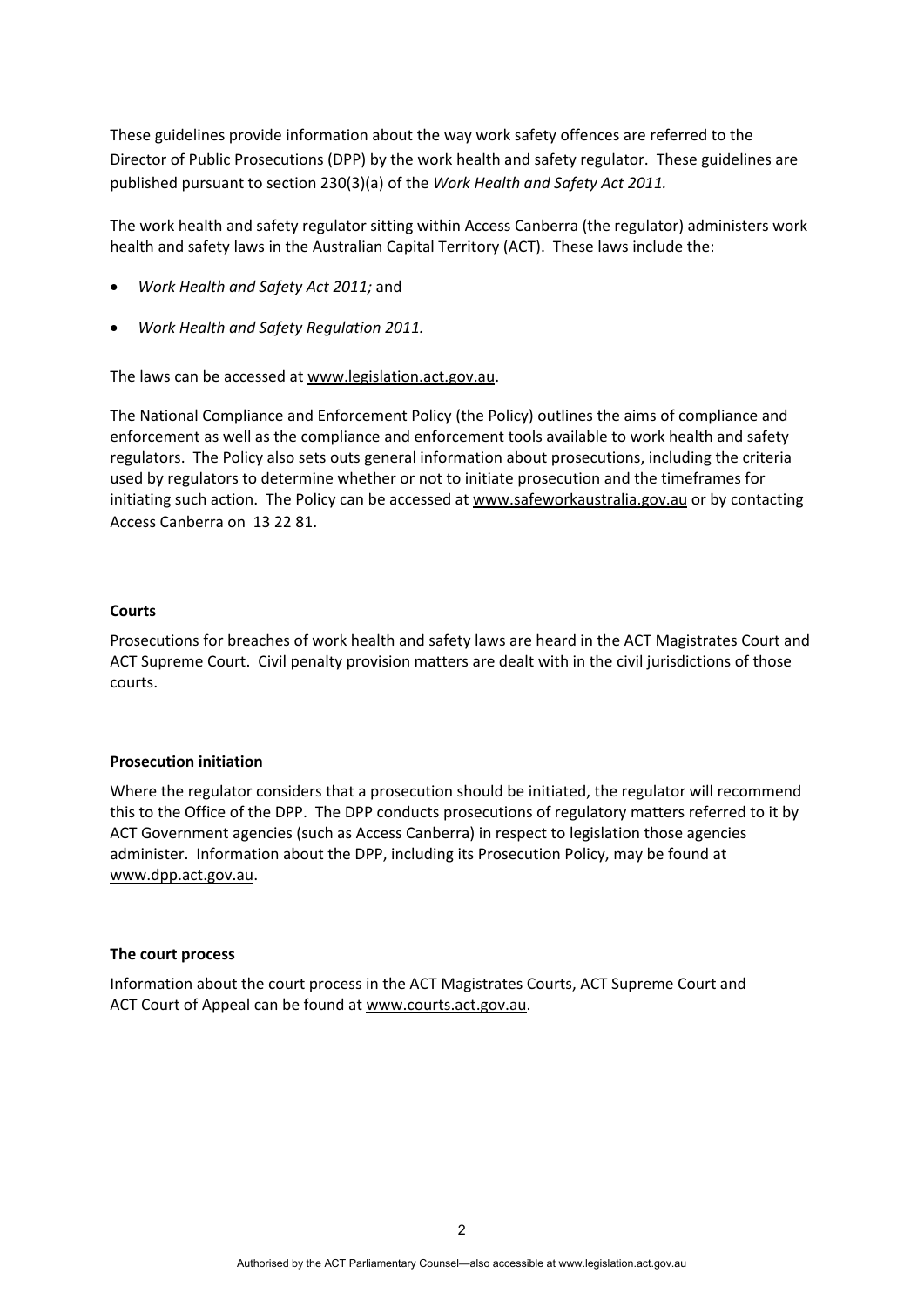These guidelines provide information about the way work safety offences are referred to the Director of Public Prosecutions (DPP) by the work health and safety regulator. These guidelines are published pursuant to section 230(3)(a) of the *Work Health and Safety Act 2011.*

The work health and safety regulator sitting within Access Canberra (the regulator) administers work health and safety laws in the Australian Capital Territory (ACT). These laws include the:

- *Work Health and Safety Act 2011;* and
- *Work Health and Safety Regulation 2011.*

The laws can be accessed at www.legislation.act.gov.au.

The National Compliance and Enforcement Policy (the Policy) outlines the aims of compliance and enforcement as well as the compliance and enforcement tools available to work health and safety regulators. The Policy also sets outs general information about prosecutions, including the criteria used by regulators to determine whether or not to initiate prosecution and the timeframes for initiating such action. The Policy can be accessed at www.safeworkaustralia.gov.au or by contacting Access Canberra on 13 22 81.

**Courts**

Prosecutions for breaches of work health and safety laws are heard in the ACT Magistrates Court and ACT Supreme Court. Civil penalty provision matters are dealt with in the civil jurisdictions of those courts.

**Prosecution initiation**

Where the regulator considers that a prosecution should be initiated, the regulator will recommend this to the Office of the DPP. The DPP conducts prosecutions of regulatory matters referred to it by ACT Government agencies (such as Access Canberra) in respect to legislation those agencies administer. Information about the DPP, including its Prosecution Policy, may be found at www.dpp.act.gov.au.

**The court process**

Information about the court process in the ACT Magistrates Courts, ACT Supreme Court and ACT Court of Appeal can be found at www.courts.act.gov.au.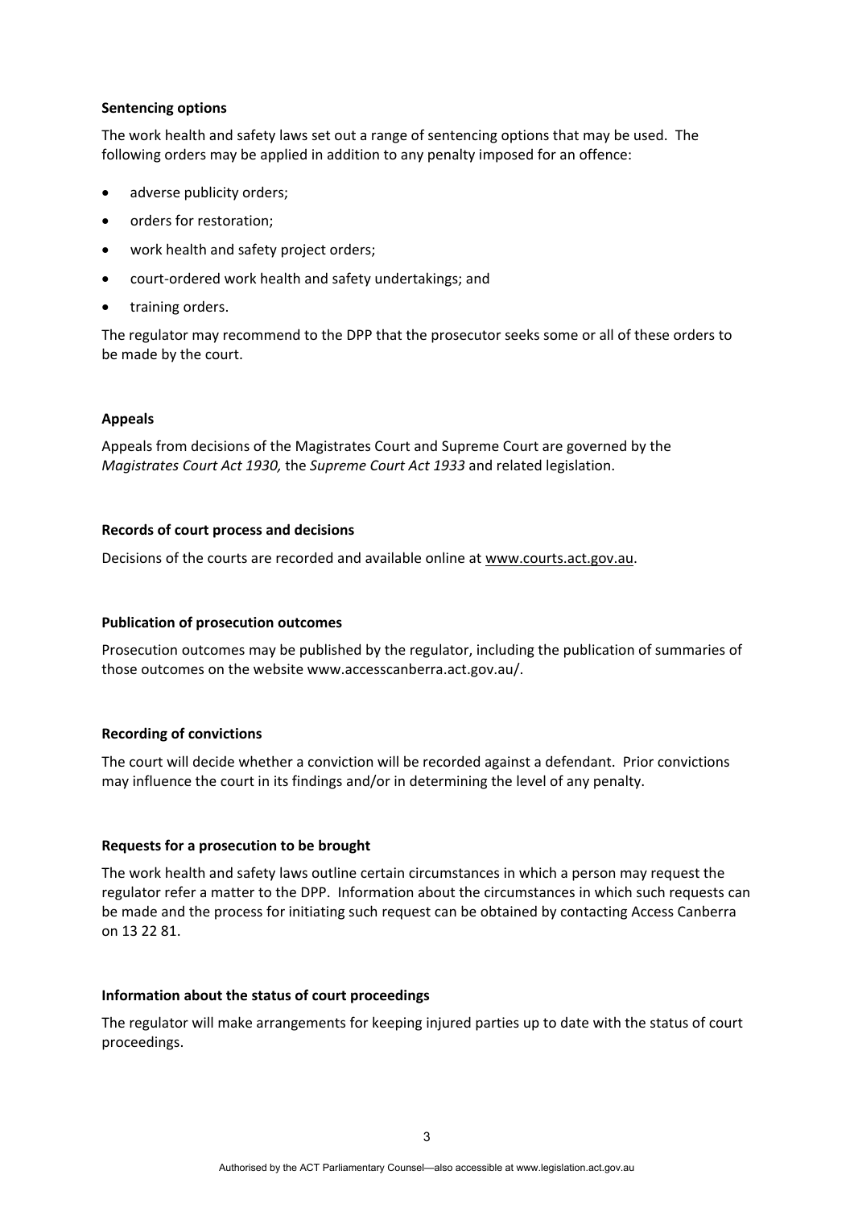**Sentencing options**

The work health and safety laws set out a range of sentencing options that may be used. The following orders may be applied in addition to any penalty imposed for an offence:

- adverse publicity orders;
- orders for restoration;
- work health and safety project orders;
- court-ordered work health and safety undertakings; and
- training orders.

The regulator may recommend to the DPP that the prosecutor seeks some or all of these orders to be made by the court.

**Appeals**

Appeals from decisions of the Magistrates Court and Supreme Court are governed by the *Magistrates Court Act 1930,* the *Supreme Court Act 1933* and related legislation.

**Records of court process and decisions**

Decisions of the courts are recorded and available online at www.courts.act.gov.au.

**Publication of prosecution outcomes**

Prosecution outcomes may be published by the regulator, including the publication of summaries of those outcomes on the website www.accesscanberra.act.gov.au/.

**Recording of convictions**

The court will decide whether a conviction will be recorded against a defendant. Prior convictions may influence the court in its findings and/or in determining the level of any penalty.

**Requests for a prosecution to be brought**

The work health and safety laws outline certain circumstances in which a person may request the regulator refer a matter to the DPP. Information about the circumstances in which such requests can be made and the process for initiating such request can be obtained by contacting Access Canberra on 13 22 81.

**Information about the status of court proceedings**

The regulator will make arrangements for keeping injured parties up to date with the status of court proceedings.